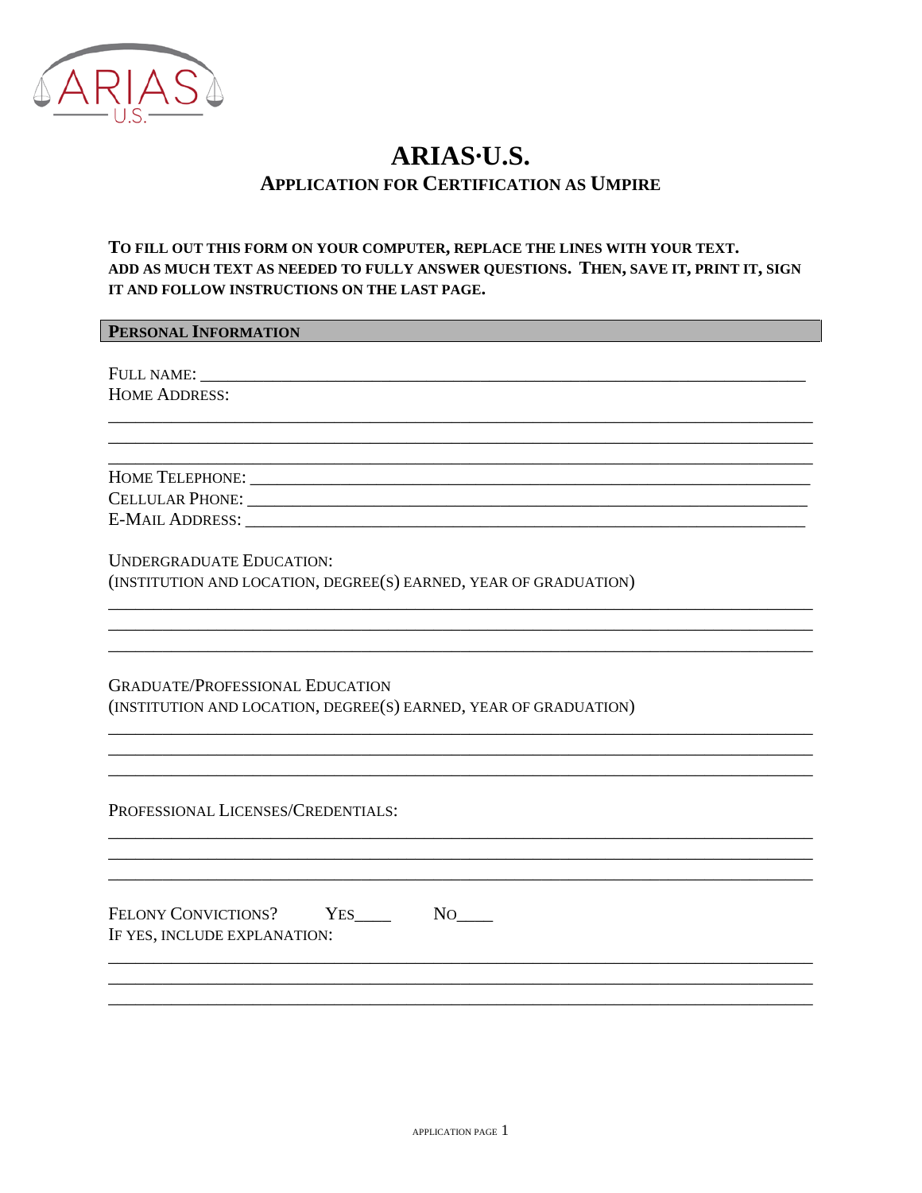# ARIAS·U.S.

## APPLICATION FOR CERTIFICATION AS UMPIRE

**TO FILL OUT THIS FORM ON YOUR COMPUTER, REPLACE THE LINES WITH YOUR TEXT. ADD AS MUCH TEXT AS NEEDED TO FULLY ANSWER QUESTIONS. THEN, SAVE IT, PRINT IT, SIGN IT AND FOLLOW INSTRUCTIONS ON THE LAST PAGE.**

### PERSONAL INFORMATION

FULL NAME: ______________________________________________________________________

HOME ADDRESS:

______________________________________________________________________

______________________________________________________________________

______________________________________________________________________

HOME TELEPHONE: ______________________________________________________________

CELLULAR PHONE: ______________________________________________________________

E-MAIL ADDRESS: ______________________________________________________________

UNDERGRADUATE EDUCATION:
(INSTITUTION AND LOCATION, DEGREE(S) EARNED, YEAR OF GRADUATION)

______________________________________________________________________

______________________________________________________________________

______________________________________________________________________

GRADUATE/PROFESSIONAL EDUCATION
(INSTITUTION AND LOCATION, DEGREE(S) EARNED, YEAR OF GRADUATION)

______________________________________________________________________

______________________________________________________________________

______________________________________________________________________

PROFESSIONAL LICENSES/CREDENTIALS:

______________________________________________________________________

______________________________________________________________________

______________________________________________________________________

FELONY CONVICTIONS? YES____ NO____
IF YES, INCLUDE EXPLANATION:

______________________________________________________________________

______________________________________________________________________

______________________________________________________________________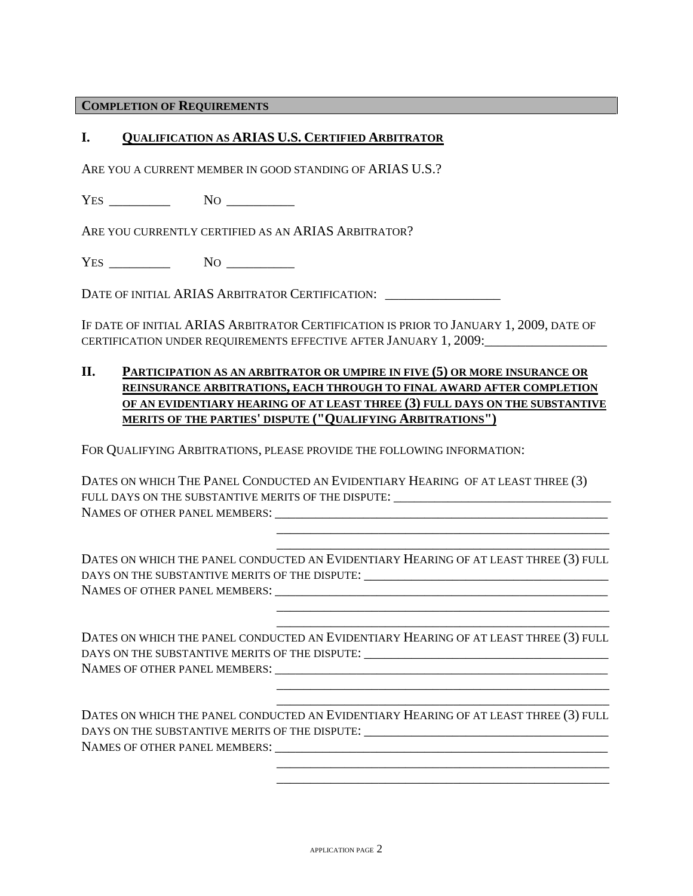**COMPLETION OF REQUIREMENTS**

## I. QUALIFICATION AS ARIAS U.S. CERTIFIED ARBITRATOR

ARE YOU A CURRENT MEMBER IN GOOD STANDING OF ARIAS U.S.?

YES _________ NO __________

ARE YOU CURRENTLY CERTIFIED AS AN ARIAS ARBITRATOR?

YES _________ NO __________

DATE OF INITIAL ARIAS ARBITRATOR CERTIFICATION: _________________

IF DATE OF INITIAL ARIAS ARBITRATOR CERTIFICATION IS PRIOR TO JANUARY 1, 2009, DATE OF CERTIFICATION UNDER REQUIREMENTS EFFECTIVE AFTER JANUARY 1, 2009:__________________

## II. PARTICIPATION AS AN ARBITRATOR OR UMPIRE IN FIVE (5) OR MORE INSURANCE OR REINSURANCE ARBITRATIONS, EACH THROUGH TO FINAL AWARD AFTER COMPLETION OF AN EVIDENTIARY HEARING OF AT LEAST THREE (3) FULL DAYS ON THE SUBSTANTIVE MERITS OF THE PARTIES' DISPUTE ("QUALIFYING ARBITRATIONS")

FOR QUALIFYING ARBITRATIONS, PLEASE PROVIDE THE FOLLOWING INFORMATION:

DATES ON WHICH THE PANEL CONDUCTED AN EVIDENTIARY HEARING OF AT LEAST THREE (3) FULL DAYS ON THE SUBSTANTIVE MERITS OF THE DISPUTE: __________________________________
NAMES OF OTHER PANEL MEMBERS: _____________________________________________________
_____________________________________________________
_____________________________________________________

DATES ON WHICH THE PANEL CONDUCTED AN EVIDENTIARY HEARING OF AT LEAST THREE (3) FULL DAYS ON THE SUBSTANTIVE MERITS OF THE DISPUTE: ______________________________________
NAMES OF OTHER PANEL MEMBERS: _____________________________________________________
_____________________________________________________
_____________________________________________________

DATES ON WHICH THE PANEL CONDUCTED AN EVIDENTIARY HEARING OF AT LEAST THREE (3) FULL DAYS ON THE SUBSTANTIVE MERITS OF THE DISPUTE: ______________________________________
NAMES OF OTHER PANEL MEMBERS: _____________________________________________________
_____________________________________________________
_____________________________________________________

DATES ON WHICH THE PANEL CONDUCTED AN EVIDENTIARY HEARING OF AT LEAST THREE (3) FULL DAYS ON THE SUBSTANTIVE MERITS OF THE DISPUTE: ______________________________________
NAMES OF OTHER PANEL MEMBERS: _____________________________________________________
_____________________________________________________
_____________________________________________________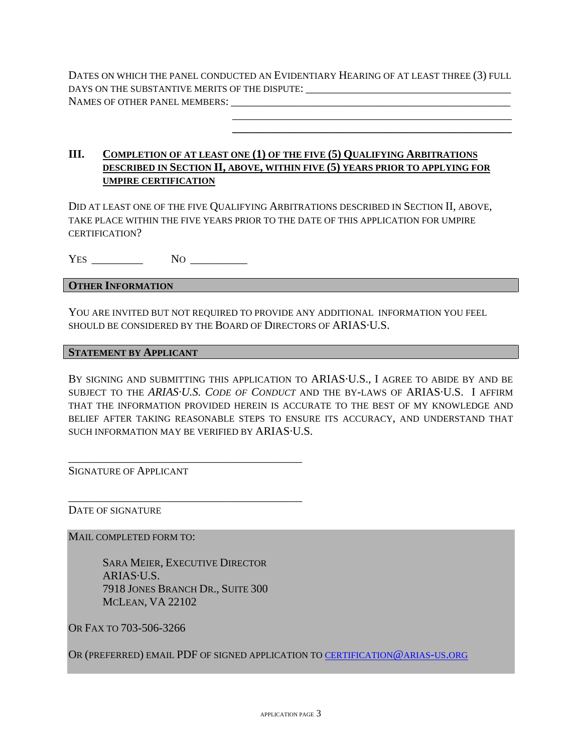DATES ON WHICH THE PANEL CONDUCTED AN EVIDENTIARY HEARING OF AT LEAST THREE (3) FULL DAYS ON THE SUBSTANTIVE MERITS OF THE DISPUTE: ________________________________________

NAMES OF OTHER PANEL MEMBERS: ________________________________________________________

________________________________________________________

________________________________________________________

## III. COMPLETION OF AT LEAST ONE (1) OF THE FIVE (5) QUALIFYING ARBITRATIONS DESCRIBED IN SECTION II, ABOVE, WITHIN FIVE (5) YEARS PRIOR TO APPLYING FOR UMPIRE CERTIFICATION

DID AT LEAST ONE OF THE FIVE QUALIFYING ARBITRATIONS DESCRIBED IN SECTION II, ABOVE, TAKE PLACE WITHIN THE FIVE YEARS PRIOR TO THE DATE OF THIS APPLICATION FOR UMPIRE CERTIFICATION?

YES _________ NO __________

## OTHER INFORMATION

YOU ARE INVITED BUT NOT REQUIRED TO PROVIDE ANY ADDITIONAL INFORMATION YOU FEEL SHOULD BE CONSIDERED BY THE BOARD OF DIRECTORS OF ARIAS·U.S.

## STATEMENT BY APPLICANT

BY SIGNING AND SUBMITTING THIS APPLICATION TO ARIAS·U.S., I AGREE TO ABIDE BY AND BE SUBJECT TO THE *ARIAS·U.S. CODE OF CONDUCT* AND THE BY-LAWS OF ARIAS·U.S. I AFFIRM THAT THE INFORMATION PROVIDED HEREIN IS ACCURATE TO THE BEST OF MY KNOWLEDGE AND BELIEF AFTER TAKING REASONABLE STEPS TO ENSURE ITS ACCURACY, AND UNDERSTAND THAT SUCH INFORMATION MAY BE VERIFIED BY ARIAS·U.S.

__________________________________________

SIGNATURE OF APPLICANT

__________________________________________

DATE OF SIGNATURE

MAIL COMPLETED FORM TO:

SARA MEIER, EXECUTIVE DIRECTOR
ARIAS·U.S.
7918 JONES BRANCH DR., SUITE 300
MCLEAN, VA 22102

OR FAX TO 703-506-3266

OR (PREFERRED) EMAIL PDF OF SIGNED APPLICATION TO CERTIFICATION@ARIAS-US.ORG